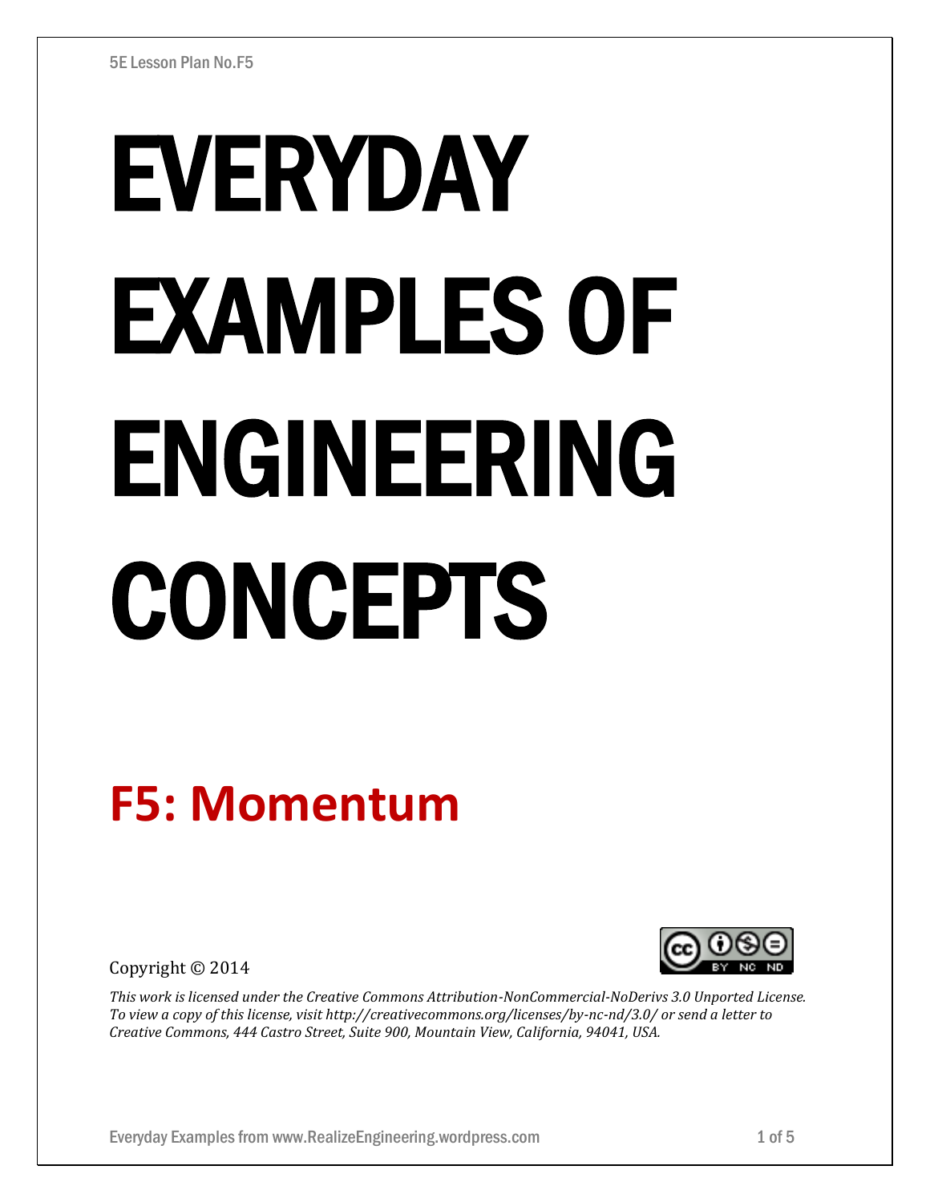# EVERYDAY EXAMPLES OF ENGINEERING CONCEPTS

## F5: Momentum

Copyright © 2014

*This work is licensed under the Creative Commons Attribution-NonCommercial-NoDerivs 3.0 Unported License. To view a copy of this license, visit http://creativecommons.org/licenses/by-nc-nd/3.0/ or send a letter to Creative Commons, 444 Castro Street, Suite 900, Mountain View, California, 94041, USA.*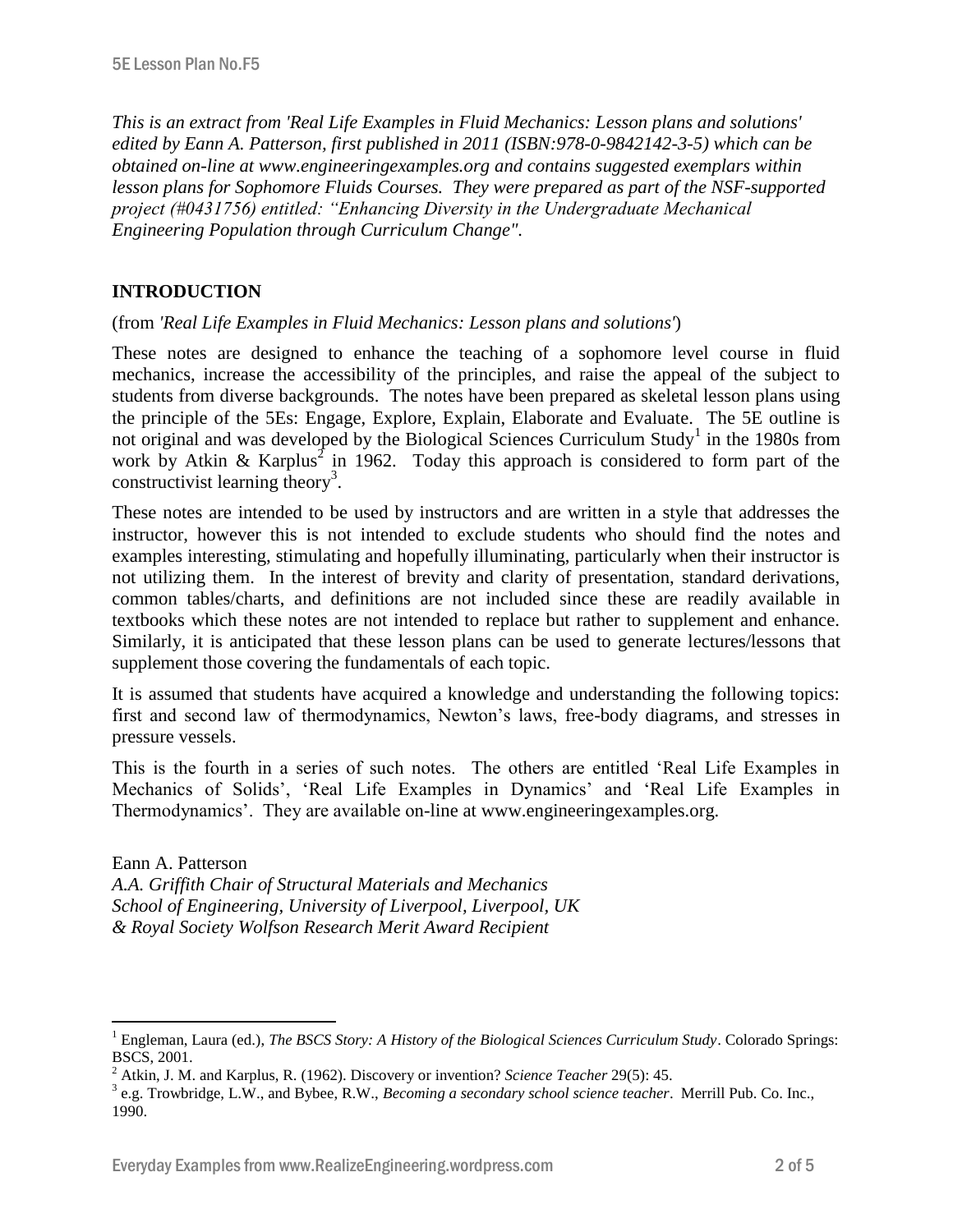*This is an extract from 'Real Life Examples in Fluid Mechanics: Lesson plans and solutions' edited by Eann A. Patterson, first published in 2011 (ISBN:978-0-9842142-3-5) which can be obtained on-line at www.engineeringexamples.org and contains suggested exemplars within lesson plans for Sophomore Fluids Courses. They were prepared as part of the NSF-supported project (#0431756) entitled: "Enhancing Diversity in the Undergraduate Mechanical Engineering Population through Curriculum Change".*

## INTRODUCTION

(from *'Real Life Examples in Fluid Mechanics: Lesson plans and solutions'*)

These notes are designed to enhance the teaching of a sophomore level course in fluid mechanics, increase the accessibility of the principles, and raise the appeal of the subject to students from diverse backgrounds. The notes have been prepared as skeletal lesson plans using the principle of the 5Es: Engage, Explore, Explain, Elaborate and Evaluate. The 5E outline is not original and was developed by the Biological Sciences Curriculum Study[1] in the 1980s from work by Atkin & Karplus[2] in 1962. Today this approach is considered to form part of the constructivist learning theory[3].

These notes are intended to be used by instructors and are written in a style that addresses the instructor, however this is not intended to exclude students who should find the notes and examples interesting, stimulating and hopefully illuminating, particularly when their instructor is not utilizing them. In the interest of brevity and clarity of presentation, standard derivations, common tables/charts, and definitions are not included since these are readily available in textbooks which these notes are not intended to replace but rather to supplement and enhance. Similarly, it is anticipated that these lesson plans can be used to generate lectures/lessons that supplement those covering the fundamentals of each topic.

It is assumed that students have acquired a knowledge and understanding the following topics: first and second law of thermodynamics, Newton's laws, free-body diagrams, and stresses in pressure vessels.

This is the fourth in a series of such notes. The others are entitled 'Real Life Examples in Mechanics of Solids', 'Real Life Examples in Dynamics' and 'Real Life Examples in Thermodynamics'. They are available on-line at www.engineeringexamples.org.

Eann A. Patterson
*A.A. Griffith Chair of Structural Materials and Mechanics*
*School of Engineering, University of Liverpool, Liverpool, UK*
*& Royal Society Wolfson Research Merit Award Recipient*

---

[1] Engleman, Laura (ed.), *The BSCS Story: A History of the Biological Sciences Curriculum Study*. Colorado Springs: BSCS, 2001.

[2] Atkin, J. M. and Karplus, R. (1962). Discovery or invention? *Science Teacher* 29(5): 45.

[3] e.g. Trowbridge, L.W., and Bybee, R.W., *Becoming a secondary school science teacher*. Merrill Pub. Co. Inc., 1990.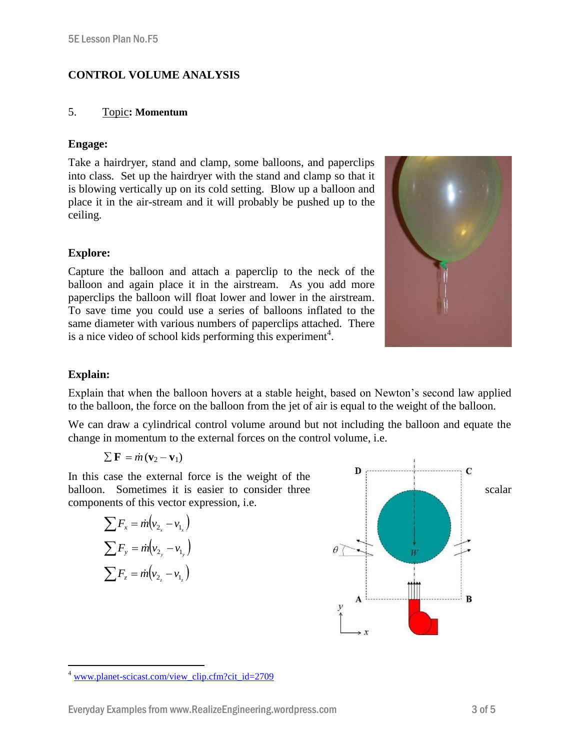## CONTROL VOLUME ANALYSIS

5. Topic: **Momentum**

### Engage:

Take a hairdryer, stand and clamp, some balloons, and paperclips into class. Set up the hairdryer with the stand and clamp so that it is blowing vertically up on its cold setting. Blow up a balloon and place it in the air-stream and it will probably be pushed up to the ceiling.

### Explore:

Capture the balloon and attach a paperclip to the neck of the balloon and again place it in the airstream. As you add more paperclips the balloon will float lower and lower in the airstream. To save time you could use a series of balloons inflated to the same diameter with various numbers of paperclips attached. There is a nice video of school kids performing this experiment[4].

### Explain:

Explain that when the balloon hovers at a stable height, based on Newton's second law applied to the balloon, the force on the balloon from the jet of air is equal to the weight of the balloon.

We can draw a cylindrical control volume around but not including the balloon and equate the change in momentum to the external forces on the control volume, i.e.

$$\sum \mathbf{F} = \dot{m}(\mathbf{v}_2 - \mathbf{v}_1)$$

In this case the external force is the weight of the balloon. Sometimes it is easier to consider three scalar components of this vector expression, i.e.

$$\sum F_x = \dot{m}\left(v_{2_x} - v_{1_x}\right)$$

$$\sum F_y = \dot{m}\left(v_{2_y} - v_{1_y}\right)$$

$$\sum F_z = \dot{m}\left(v_{2_z} - v_{1_z}\right)$$

---

[4] www.planet-scicast.com/view_clip.cfm?cit_id=2709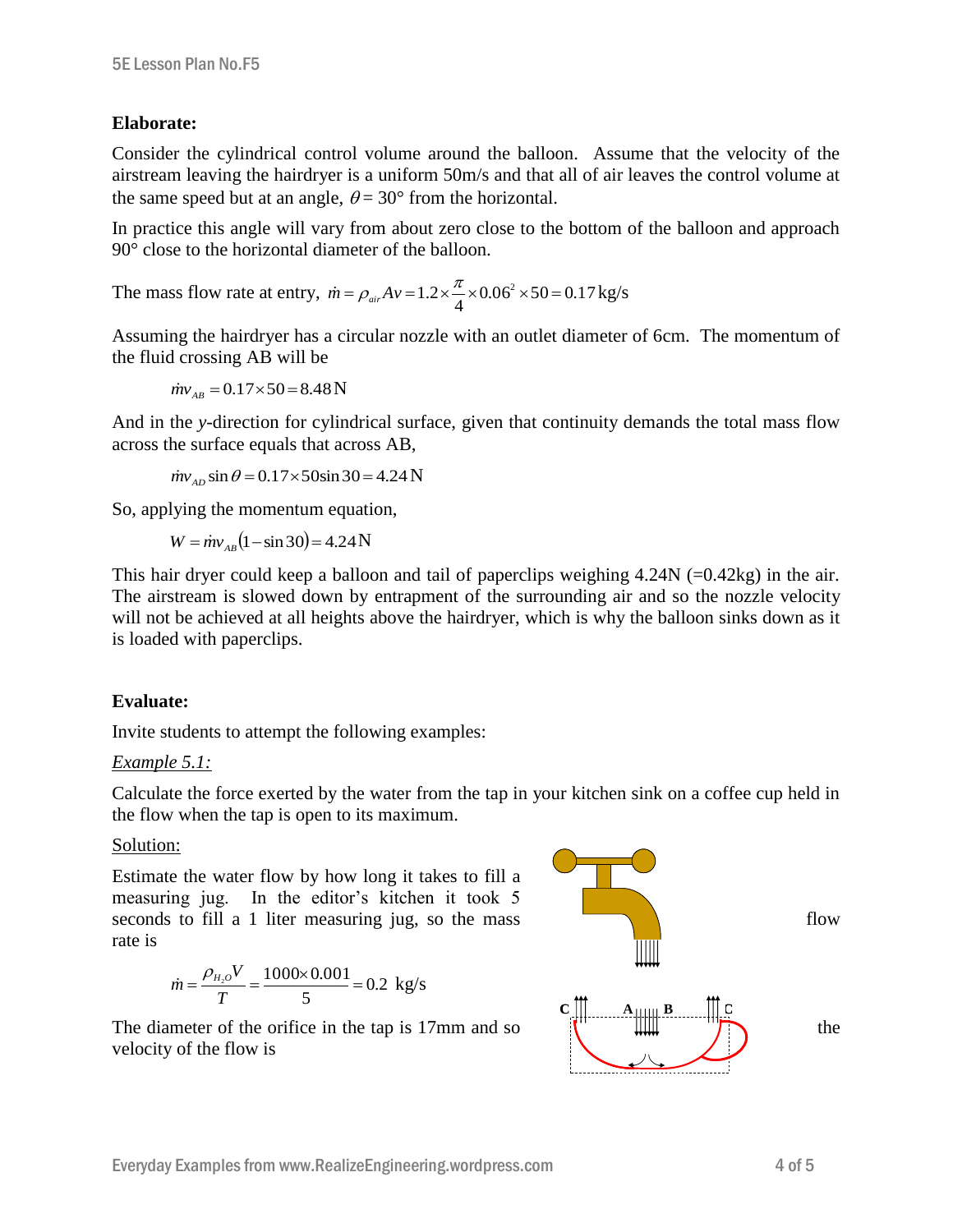**Elaborate:**

Consider the cylindrical control volume around the balloon. Assume that the velocity of the airstream leaving the hairdryer is a uniform 50m/s and that all of air leaves the control volume at the same speed but at an angle, $\theta = 30°$ from the horizontal.

In practice this angle will vary from about zero close to the bottom of the balloon and approach 90° close to the horizontal diameter of the balloon.

The mass flow rate at entry, $\dot{m} = \rho_{air} A v = 1.2 \times \frac{\pi}{4} \times 0.06^2 \times 50 = 0.17\,\text{kg/s}$

Assuming the hairdryer has a circular nozzle with an outlet diameter of 6cm. The momentum of the fluid crossing AB will be

$$\dot{m} v_{AB} = 0.17 \times 50 = 8.48\,\text{N}$$

And in the *y*-direction for cylindrical surface, given that continuity demands the total mass flow across the surface equals that across AB,

$$\dot{m} v_{AD} \sin\theta = 0.17 \times 50 \sin 30 = 4.24\,\text{N}$$

So, applying the momentum equation,

$$W = \dot{m} v_{AB} (1 - \sin 30) = 4.24\,\text{N}$$

This hair dryer could keep a balloon and tail of paperclips weighing 4.24N (=0.42kg) in the air. The airstream is slowed down by entrapment of the surrounding air and so the nozzle velocity will not be achieved at all heights above the hairdryer, which is why the balloon sinks down as it is loaded with paperclips.

**Evaluate:**

Invite students to attempt the following examples:

*Example 5.1:*

Calculate the force exerted by the water from the tap in your kitchen sink on a coffee cup held in the flow when the tap is open to its maximum.

Solution:

Estimate the water flow by how long it takes to fill a measuring jug. In the editor's kitchen it took 5 seconds to fill a 1 liter measuring jug, so the mass flow rate is

$$\dot{m} = \frac{\rho_{H_2O} V}{T} = \frac{1000 \times 0.001}{5} = 0.2\ \text{kg/s}$$

The diameter of the orifice in the tap is 17mm and so the velocity of the flow is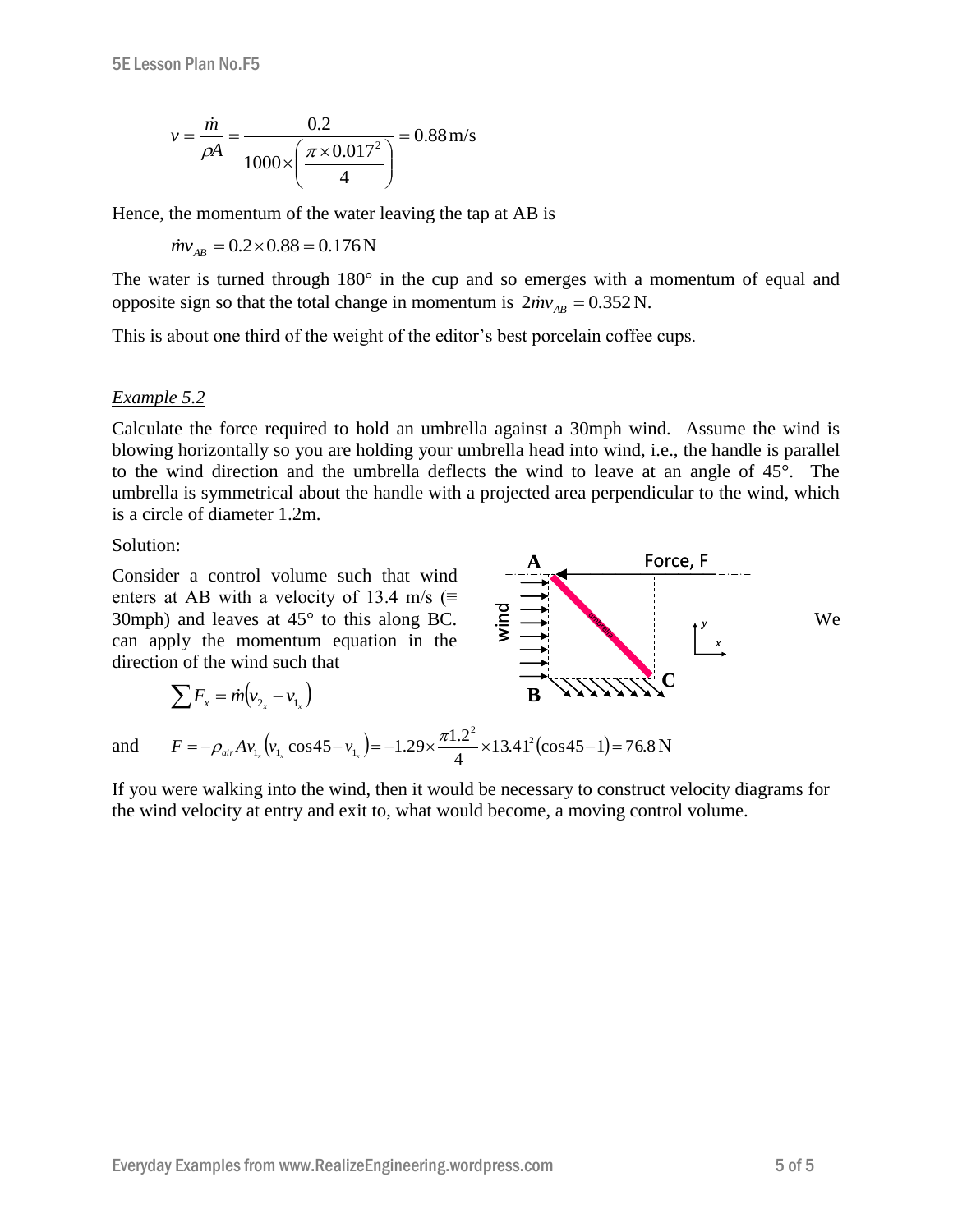$$v = \frac{\dot{m}}{\rho A} = \frac{0.2}{1000 \times \left( \dfrac{\pi \times 0.017^2}{4} \right)} = 0.88\,\text{m/s}$$

Hence, the momentum of the water leaving the tap at AB is

$$\dot{m} v_{AB} = 0.2 \times 0.88 = 0.176\,\text{N}$$

The water is turned through 180° in the cup and so emerges with a momentum of equal and opposite sign so that the total change in momentum is $2\dot{m} v_{AB} = 0.352\,\text{N}$.

This is about one third of the weight of the editor's best porcelain coffee cups.

*Example 5.2*

Calculate the force required to hold an umbrella against a 30mph wind. Assume the wind is blowing horizontally so you are holding your umbrella head into wind, i.e., the handle is parallel to the wind direction and the umbrella deflects the wind to leave at an angle of 45°. The umbrella is symmetrical about the handle with a projected area perpendicular to the wind, which is a circle of diameter 1.2m.

Solution:

Consider a control volume such that wind enters at AB with a velocity of 13.4 m/s (≡ 30mph) and leaves at 45° to this along BC. We can apply the momentum equation in the direction of the wind such that

A
Force, F
wind
umbrella
y
x
C
B

$$\sum F_x = \dot{m}\left(v_{2_x} - v_{1_x}\right)$$

and $\quad F = -\rho_{air} A v_{1_x}\left(v_{1_x} \cos 45 - v_{1_x}\right) = -1.29 \times \dfrac{\pi 1.2^2}{4} \times 13.41^2 (\cos 45 - 1) = 76.8\,\text{N}$

If you were walking into the wind, then it would be necessary to construct velocity diagrams for the wind velocity at entry and exit to, what would become, a moving control volume.